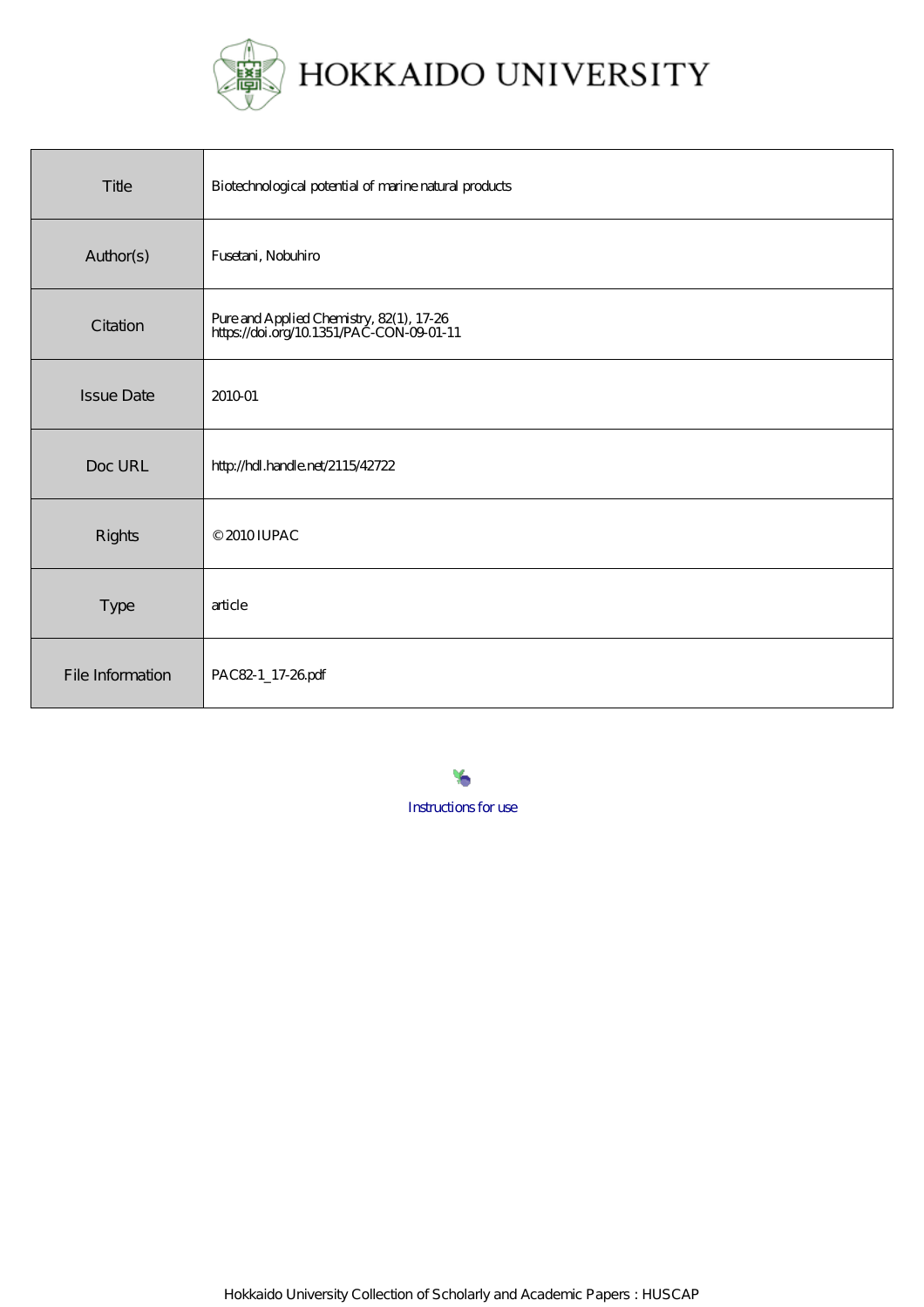# HOKKAIDO UNIVERSITY

| | |
|---|---|
| Title | Biotechnological potential of marine natural products |
| Author(s) | Fusetani, Nobuhiro |
| Citation | Pure and Applied Chemistry, 82(1), 17-26<br>https://doi.org/10.1351/PAC-CON-09-01-11 |
| Issue Date | 2010-01 |
| Doc URL | http://hdl.handle.net/2115/42722 |
| Rights | © 2010 IUPAC |
| Type | article |
| File Information | PAC82-1_17-26.pdf |

Instructions for use

Hokkaido University Collection of Scholarly and Academic Papers : HUSCAP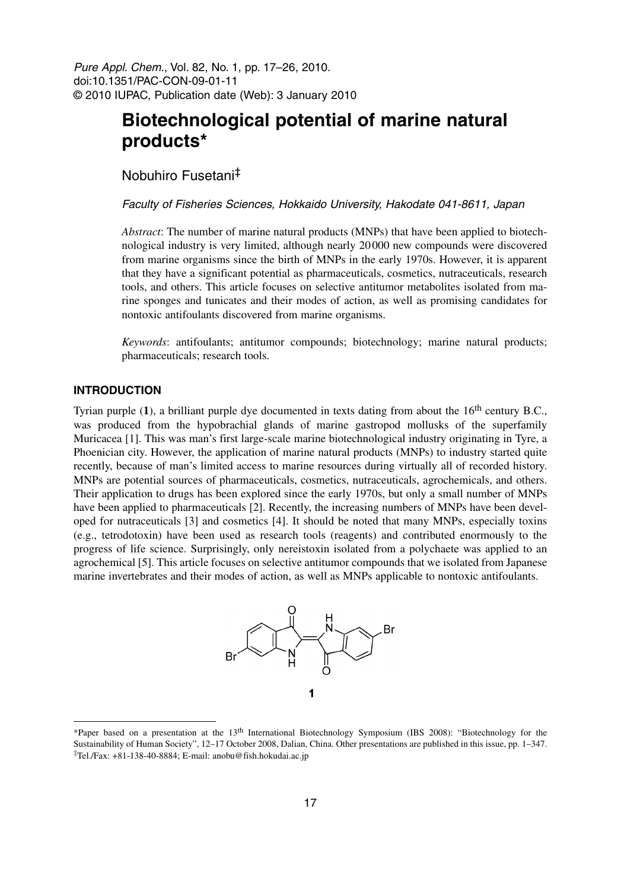*Pure Appl. Chem.*, Vol. 82, No. 1, pp. 17–26, 2010.
doi:10.1351/PAC-CON-09-01-11
© 2010 IUPAC, Publication date (Web): 3 January 2010

# Biotechnological potential of marine natural products*

Nobuhiro Fusetani‡

*Faculty of Fisheries Sciences, Hokkaido University, Hakodate 041-8611, Japan*

*Abstract*: The number of marine natural products (MNPs) that have been applied to biotechnological industry is very limited, although nearly 20 000 new compounds were discovered from marine organisms since the birth of MNPs in the early 1970s. However, it is apparent that they have a significant potential as pharmaceuticals, cosmetics, nutraceuticals, research tools, and others. This article focuses on selective antitumor metabolites isolated from marine sponges and tunicates and their modes of action, as well as promising candidates for nontoxic antifoulants discovered from marine organisms.

*Keywords*: antifoulants; antitumor compounds; biotechnology; marine natural products; pharmaceuticals; research tools.

## INTRODUCTION

Tyrian purple (**1**), a brilliant purple dye documented in texts dating from about the 16th century B.C., was produced from the hypobrachial glands of marine gastropod mollusks of the superfamily Muricacea [1]. This was man's first large-scale marine biotechnological industry originating in Tyre, a Phoenician city. However, the application of marine natural products (MNPs) to industry started quite recently, because of man's limited access to marine resources during virtually all of recorded history. MNPs are potential sources of pharmaceuticals, cosmetics, nutraceuticals, agrochemicals, and others. Their application to drugs has been explored since the early 1970s, but only a small number of MNPs have been applied to pharmaceuticals [2]. Recently, the increasing numbers of MNPs have been developed for nutraceuticals [3] and cosmetics [4]. It should be noted that many MNPs, especially toxins (e.g., tetrodotoxin) have been used as research tools (reagents) and contributed enormously to the progress of life science. Surprisingly, only nereistoxin isolated from a polychaete was applied to an agrochemical [5]. This article focuses on selective antitumor compounds that we isolated from Japanese marine invertebrates and their modes of action, as well as MNPs applicable to nontoxic antifoulants.

**1**

---

*Paper based on a presentation at the 13th International Biotechnology Symposium (IBS 2008): "Biotechnology for the Sustainability of Human Society", 12–17 October 2008, Dalian, China. Other presentations are published in this issue, pp. 1–347.

‡Tel./Fax: +81-138-40-8884; E-mail: anobu@fish.hokudai.ac.jp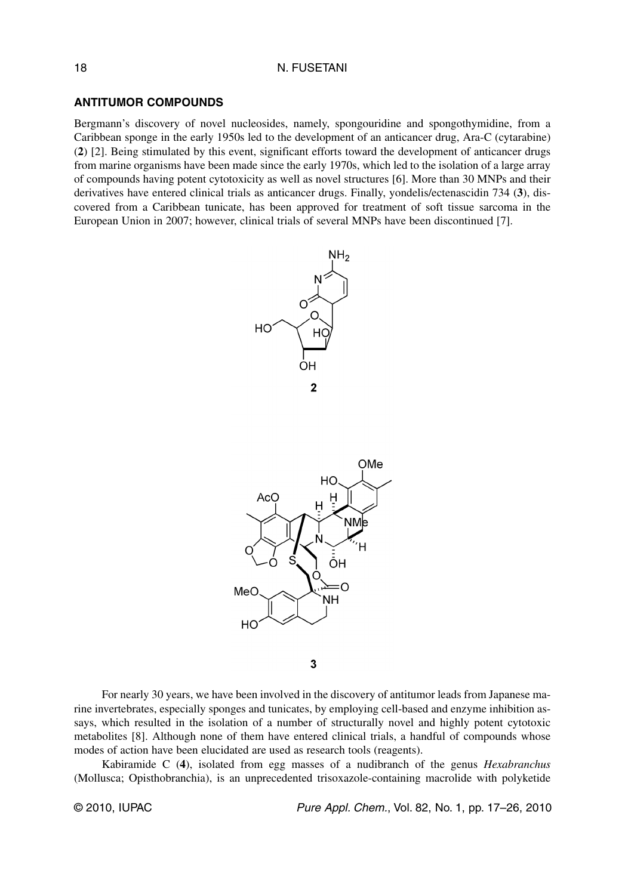## ANTITUMOR COMPOUNDS

Bergmann's discovery of novel nucleosides, namely, spongouridine and spongothymidine, from a Caribbean sponge in the early 1950s led to the development of an anticancer drug, Ara-C (cytarabine) (**2**) [2]. Being stimulated by this event, significant efforts toward the development of anticancer drugs from marine organisms have been made since the early 1970s, which led to the isolation of a large array of compounds having potent cytotoxicity as well as novel structures [6]. More than 30 MNPs and their derivatives have entered clinical trials as anticancer drugs. Finally, yondelis/ectenascidin 734 (**3**), discovered from a Caribbean tunicate, has been approved for treatment of soft tissue sarcoma in the European Union in 2007; however, clinical trials of several MNPs have been discontinued [7].

**2**

**3**

For nearly 30 years, we have been involved in the discovery of antitumor leads from Japanese marine invertebrates, especially sponges and tunicates, by employing cell-based and enzyme inhibition assays, which resulted in the isolation of a number of structurally novel and highly potent cytotoxic metabolites [8]. Although none of them have entered clinical trials, a handful of compounds whose modes of action have been elucidated are used as research tools (reagents).

Kabiramide C (**4**), isolated from egg masses of a nudibranch of the genus *Hexabranchus* (Mollusca; Opisthobranchia), is an unprecedented trisoxazole-containing macrolide with polyketide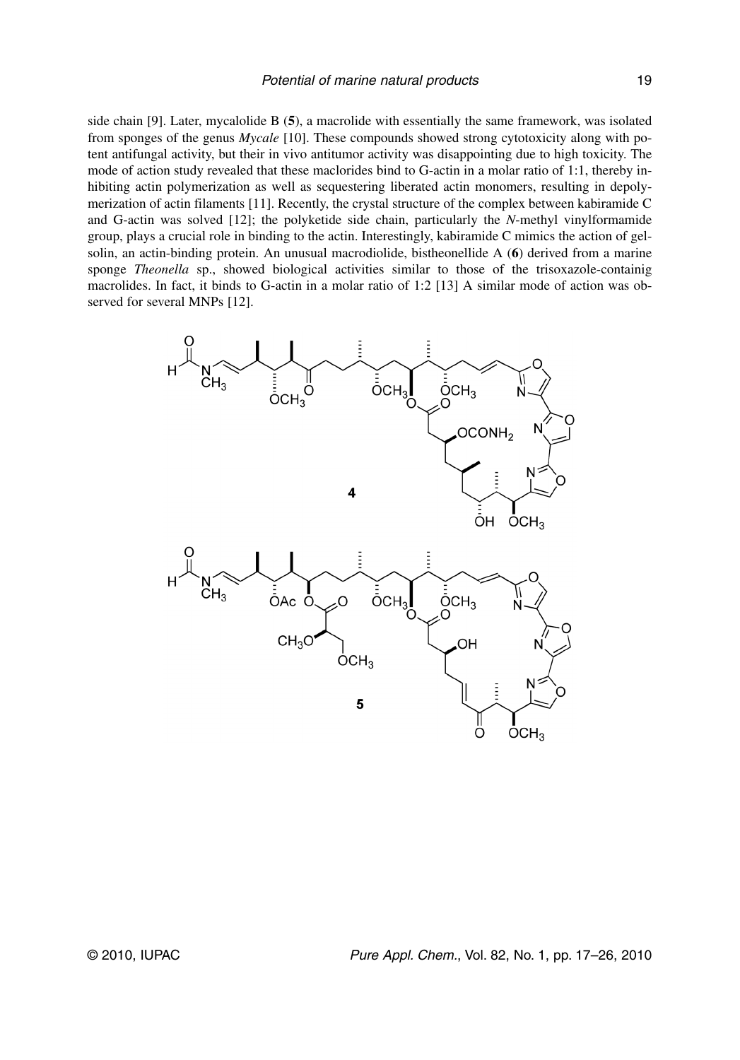side chain [9]. Later, mycalolide B (**5**), a macrolide with essentially the same framework, was isolated from sponges of the genus *Mycale* [10]. These compounds showed strong cytotoxicity along with potent antifungal activity, but their in vivo antitumor activity was disappointing due to high toxicity. The mode of action study revealed that these maclorides bind to G-actin in a molar ratio of 1:1, thereby inhibiting actin polymerization as well as sequestering liberated actin monomers, resulting in depolymerization of actin filaments [11]. Recently, the crystal structure of the complex between kabiramide C and G-actin was solved [12]; the polyketide side chain, particularly the *N*-methyl vinylformamide group, plays a crucial role in binding to the actin. Interestingly, kabiramide C mimics the action of gelsolin, an actin-binding protein. An unusual macrodiolide, bistheonellide A (**6**) derived from a marine sponge *Theonella* sp., showed biological activities similar to those of the trisoxazole-containig macrolides. In fact, it binds to G-actin in a molar ratio of 1:2 [13] A similar mode of action was observed for several MNPs [12].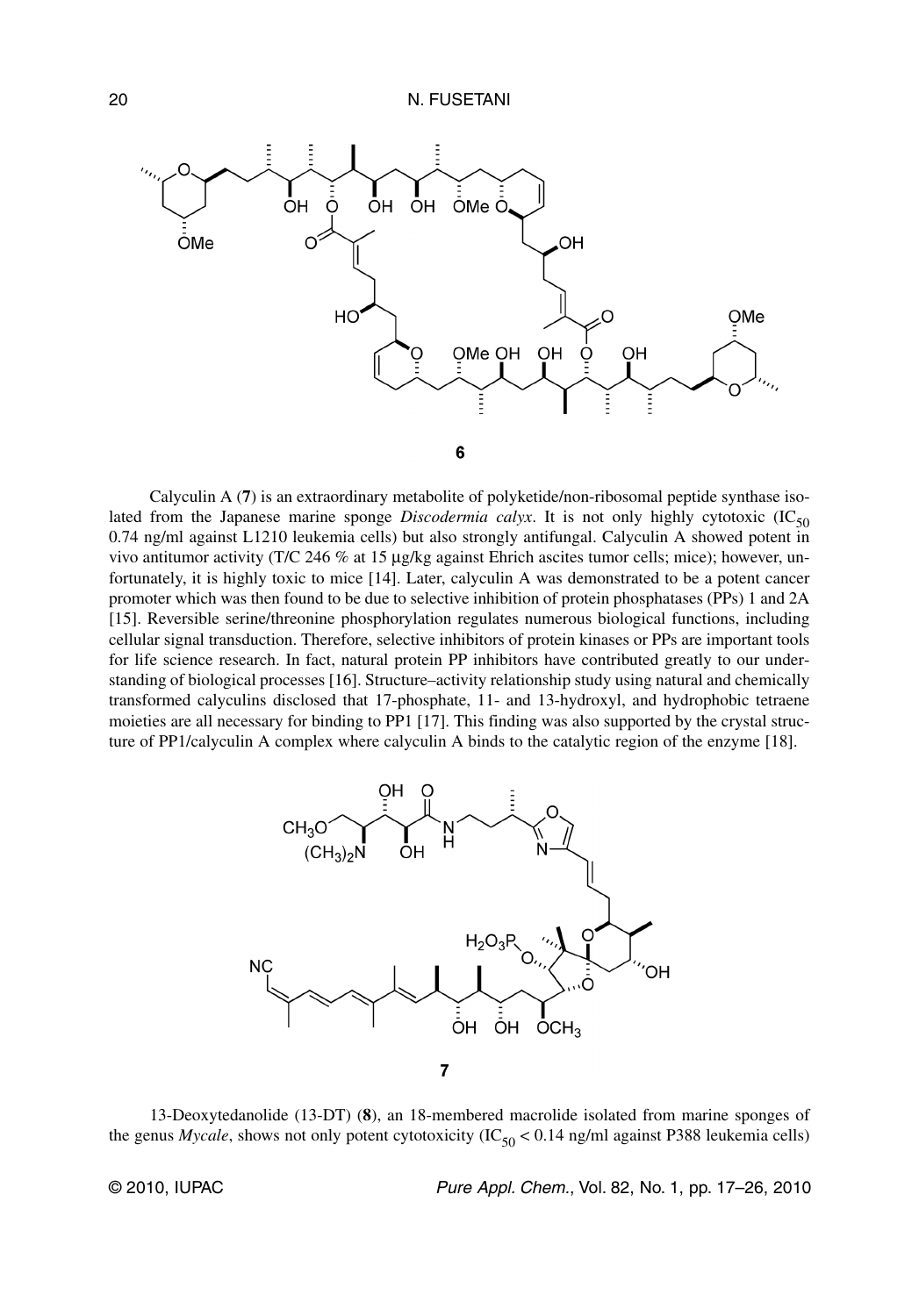**6**

Calyculin A (**7**) is an extraordinary metabolite of polyketide/non-ribosomal peptide synthase isolated from the Japanese marine sponge *Discodermia calyx*. It is not only highly cytotoxic ($IC_{50}$ 0.74 ng/ml against L1210 leukemia cells) but also strongly antifungal. Calyculin A showed potent in vivo antitumor activity (T/C 246 % at 15 μg/kg against Ehrich ascites tumor cells; mice); however, unfortunately, it is highly toxic to mice [14]. Later, calyculin A was demonstrated to be a potent cancer promoter which was then found to be due to selective inhibition of protein phosphatases (PPs) 1 and 2A [15]. Reversible serine/threonine phosphorylation regulates numerous biological functions, including cellular signal transduction. Therefore, selective inhibitors of protein kinases or PPs are important tools for life science research. In fact, natural protein PP inhibitors have contributed greatly to our understanding of biological processes [16]. Structure–activity relationship study using natural and chemically transformed calyculins disclosed that 17-phosphate, 11- and 13-hydroxyl, and hydrophobic tetraene moieties are all necessary for binding to PP1 [17]. This finding was also supported by the crystal structure of PP1/calyculin A complex where calyculin A binds to the catalytic region of the enzyme [18].

**7**

13-Deoxytedanolide (13-DT) (**8**), an 18-membered macrolide isolated from marine sponges of the genus *Mycale*, shows not only potent cytotoxicity ($IC_{50} < 0.14$ ng/ml against P388 leukemia cells)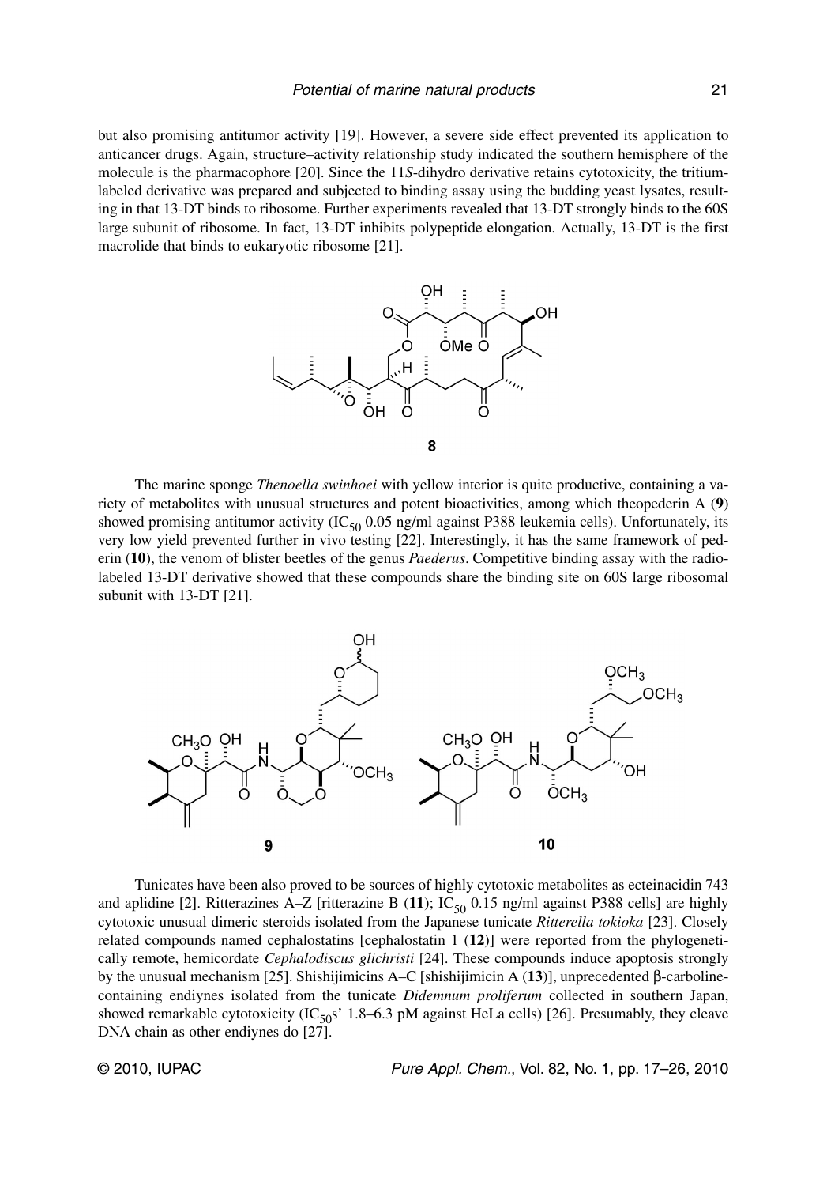but also promising antitumor activity [19]. However, a severe side effect prevented its application to anticancer drugs. Again, structure–activity relationship study indicated the southern hemisphere of the molecule is the pharmacophore [20]. Since the 11*S*-dihydro derivative retains cytotoxicity, the tritium-labeled derivative was prepared and subjected to binding assay using the budding yeast lysates, resulting in that 13-DT binds to ribosome. Further experiments revealed that 13-DT strongly binds to the 60S large subunit of ribosome. In fact, 13-DT inhibits polypeptide elongation. Actually, 13-DT is the first macrolide that binds to eukaryotic ribosome [21].

**8**

The marine sponge *Thenoella swinhoei* with yellow interior is quite productive, containing a variety of metabolites with unusual structures and potent bioactivities, among which theopederin A (**9**) showed promising antitumor activity ($IC_{50}$ 0.05 ng/ml against P388 leukemia cells). Unfortunately, its very low yield prevented further in vivo testing [22]. Interestingly, it has the same framework of pederin (**10**), the venom of blister beetles of the genus *Paederus*. Competitive binding assay with the radio-labeled 13-DT derivative showed that these compounds share the binding site on 60S large ribosomal subunit with 13-DT [21].

**9** **10**

Tunicates have been also proved to be sources of highly cytotoxic metabolites as ecteinacidin 743 and aplidine [2]. Ritterazines A–Z [ritterazine B (**11**); $IC_{50}$ 0.15 ng/ml against P388 cells] are highly cytotoxic unusual dimeric steroids isolated from the Japanese tunicate *Ritterella tokioka* [23]. Closely related compounds named cephalostatins [cephalostatin 1 (**12**)] were reported from the phylogenetically remote, hemicordate *Cephalodiscus glichristi* [24]. These compounds induce apoptosis strongly by the unusual mechanism [25]. Shishijimicins A–C [shishijimicin A (**13**)], unprecedented β-carboline-containing endiynes isolated from the tunicate *Didemnum proliferum* collected in southern Japan, showed remarkable cytotoxicity ($IC_{50}$s' 1.8–6.3 pM against HeLa cells) [26]. Presumably, they cleave DNA chain as other endiynes do [27].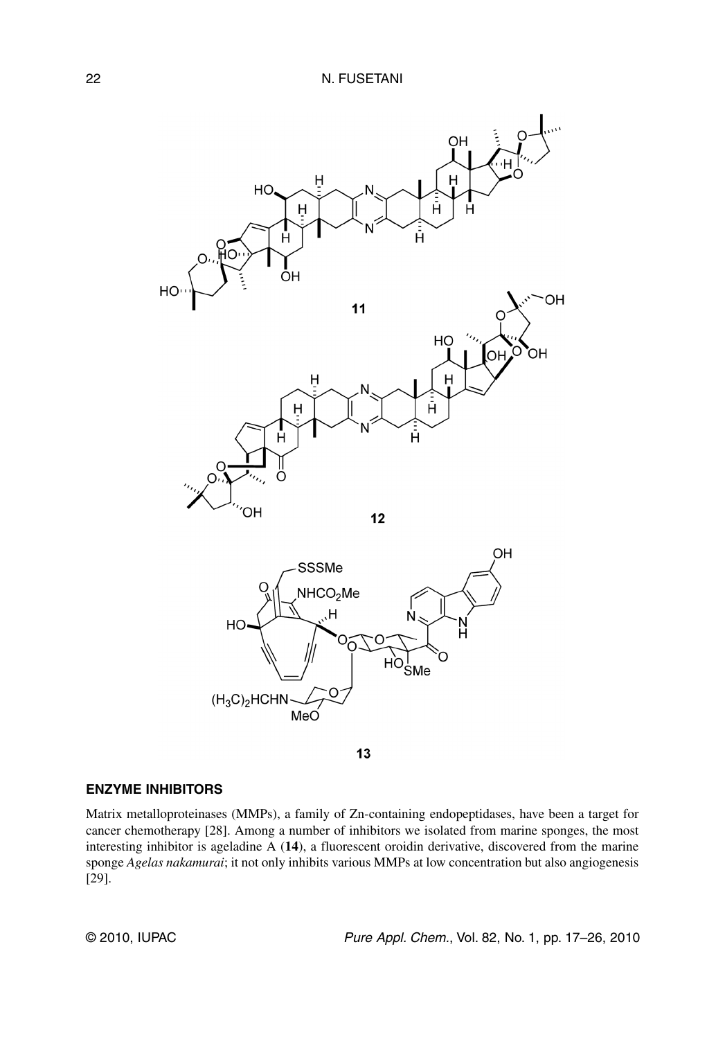## ENZYME INHIBITORS

Matrix metalloproteinases (MMPs), a family of Zn-containing endopeptidases, have been a target for cancer chemotherapy [28]. Among a number of inhibitors we isolated from marine sponges, the most interesting inhibitor is ageladine A (**14**), a fluorescent oroidin derivative, discovered from the marine sponge *Agelas nakamurai*; it not only inhibits various MMPs at low concentration but also angiogenesis [29].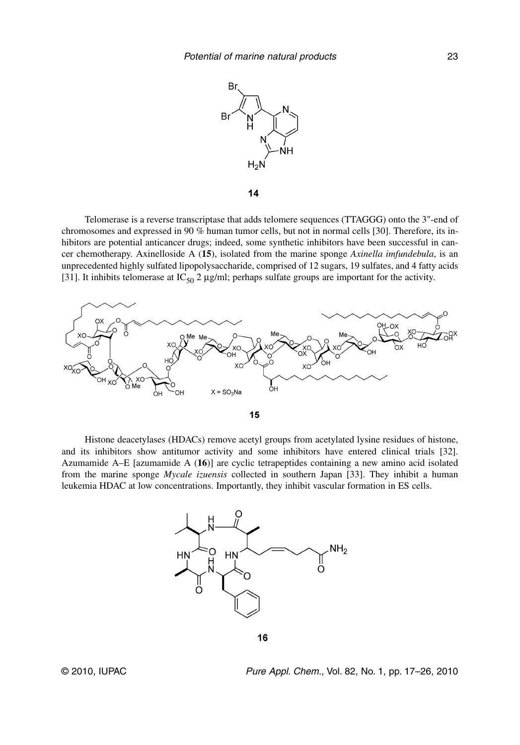**14**

Telomerase is a reverse transcriptase that adds telomere sequences (TTAGGG) onto the 3"-end of chromosomes and expressed in 90 % human tumor cells, but not in normal cells [30]. Therefore, its inhibitors are potential anticancer drugs; indeed, some synthetic inhibitors have been successful in cancer chemotherapy. Axinelloside A (**15**), isolated from the marine sponge *Axinella imfundebula*, is an unprecedented highly sulfated lipopolysaccharide, comprised of 12 sugars, 19 sulfates, and 4 fatty acids [31]. It inhibits telomerase at $IC_{50}$ 2 μg/ml; perhaps sulfate groups are important for the activity.

$X = SO_3Na$

**15**

Histone deacetylases (HDACs) remove acetyl groups from acetylated lysine residues of histone, and its inhibitors show antitumor activity and some inhibitors have entered clinical trials [32]. Azumamide A–E [azumamide A (**16**)] are cyclic tetrapeptides containing a new amino acid isolated from the marine sponge *Mycale izuensis* collected in southern Japan [33]. They inhibit a human leukemia HDAC at low concentrations. Importantly, they inhibit vascular formation in ES cells.

**16**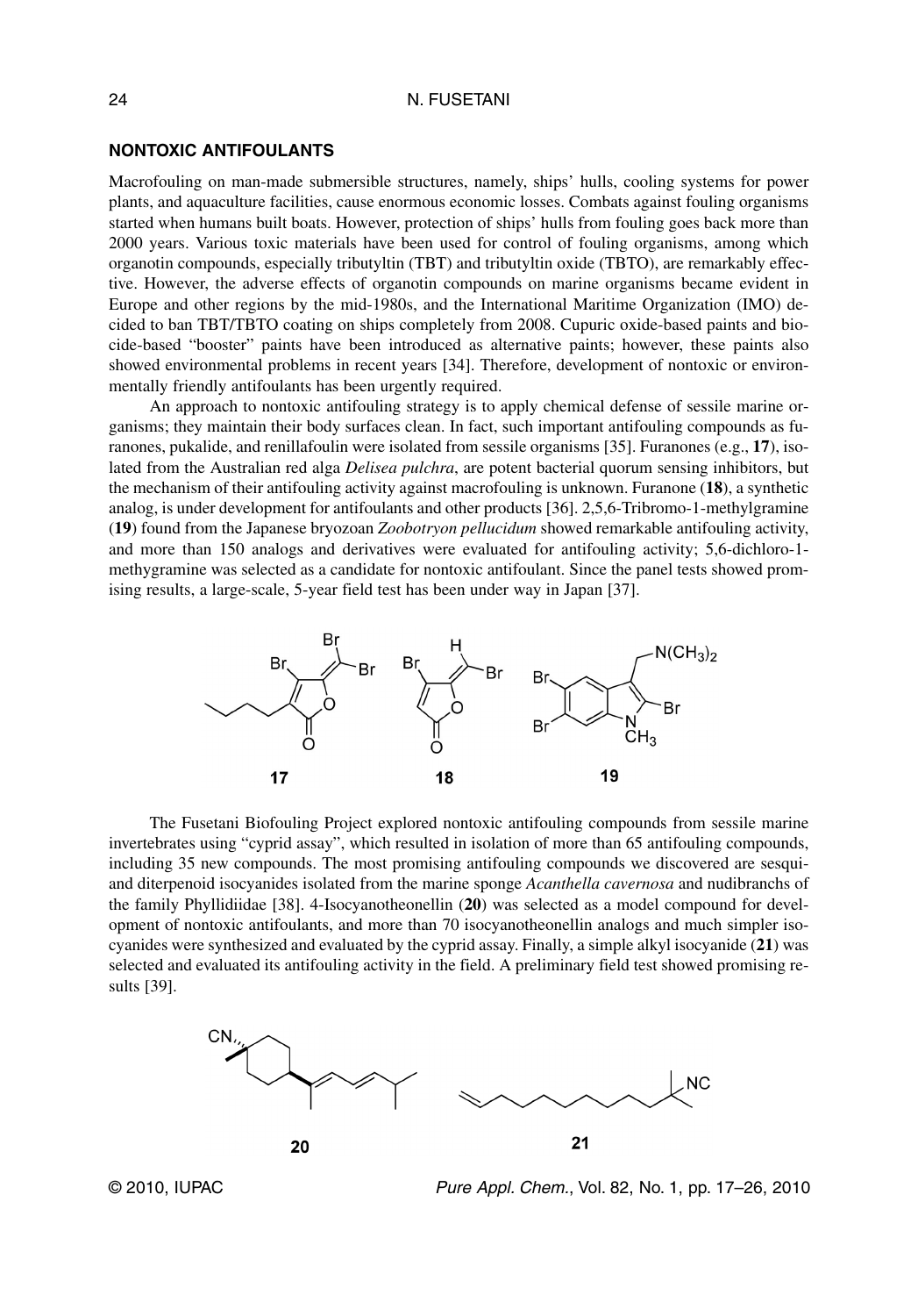## NONTOXIC ANTIFOULANTS

Macrofouling on man-made submersible structures, namely, ships' hulls, cooling systems for power plants, and aquaculture facilities, cause enormous economic losses. Combats against fouling organisms started when humans built boats. However, protection of ships' hulls from fouling goes back more than 2000 years. Various toxic materials have been used for control of fouling organisms, among which organotin compounds, especially tributyltin (TBT) and tributyltin oxide (TBTO), are remarkably effective. However, the adverse effects of organotin compounds on marine organisms became evident in Europe and other regions by the mid-1980s, and the International Maritime Organization (IMO) decided to ban TBT/TBTO coating on ships completely from 2008. Cupuric oxide-based paints and biocide-based "booster" paints have been introduced as alternative paints; however, these paints also showed environmental problems in recent years [34]. Therefore, development of nontoxic or environmentally friendly antifoulants has been urgently required.

An approach to nontoxic antifouling strategy is to apply chemical defense of sessile marine organisms; they maintain their body surfaces clean. In fact, such important antifouling compounds as furanones, pukalide, and renillafoulin were isolated from sessile organisms [35]. Furanones (e.g., **17**), isolated from the Australian red alga *Delisea pulchra*, are potent bacterial quorum sensing inhibitors, but the mechanism of their antifouling activity against macrofouling is unknown. Furanone (**18**), a synthetic analog, is under development for antifoulants and other products [36]. 2,5,6-Tribromo-1-methylgramine (**19**) found from the Japanese bryozoan *Zoobotryon pellucidum* showed remarkable antifouling activity, and more than 150 analogs and derivatives were evaluated for antifouling activity; 5,6-dichloro-1-methygramine was selected as a candidate for nontoxic antifoulant. Since the panel tests showed promising results, a large-scale, 5-year field test has been under way in Japan [37].

**17** **18** **19**

The Fusetani Biofouling Project explored nontoxic antifouling compounds from sessile marine invertebrates using "cyprid assay", which resulted in isolation of more than 65 antifouling compounds, including 35 new compounds. The most promising antifouling compounds we discovered are sesqui- and diterpenoid isocyanides isolated from the marine sponge *Acanthella cavernosa* and nudibranchs of the family Phyllidiidae [38]. 4-Isocyanotheonellin (**20**) was selected as a model compound for development of nontoxic antifoulants, and more than 70 isocyanotheonellin analogs and much simpler isocyanides were synthesized and evaluated by the cyprid assay. Finally, a simple alkyl isocyanide (**21**) was selected and evaluated its antifouling activity in the field. A preliminary field test showed promising results [39].

**20** **21**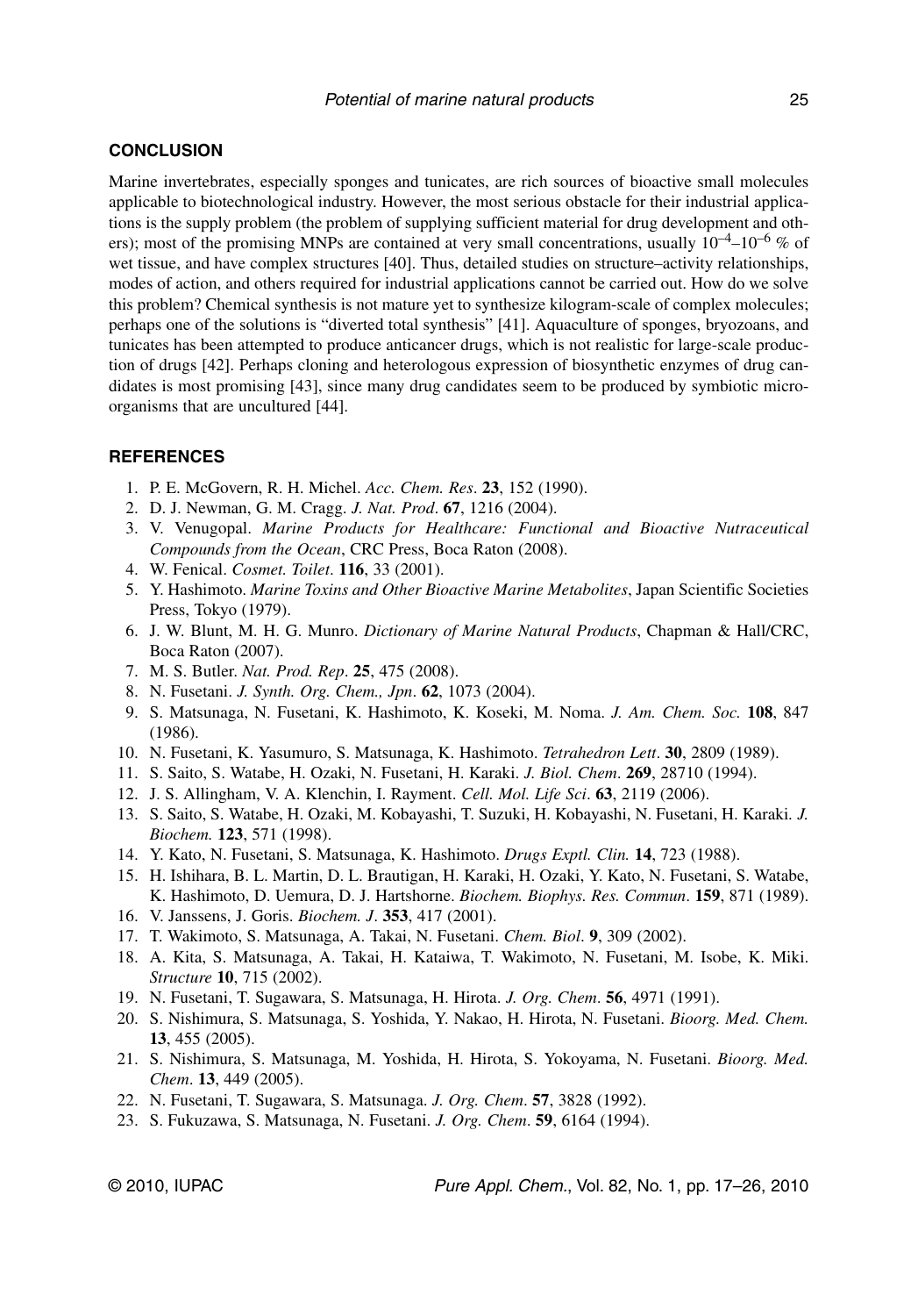## CONCLUSION

Marine invertebrates, especially sponges and tunicates, are rich sources of bioactive small molecules applicable to biotechnological industry. However, the most serious obstacle for their industrial applications is the supply problem (the problem of supplying sufficient material for drug development and others); most of the promising MNPs are contained at very small concentrations, usually $10^{-4}$–$10^{-6}$ % of wet tissue, and have complex structures [40]. Thus, detailed studies on structure–activity relationships, modes of action, and others required for industrial applications cannot be carried out. How do we solve this problem? Chemical synthesis is not mature yet to synthesize kilogram-scale of complex molecules; perhaps one of the solutions is "diverted total synthesis" [41]. Aquaculture of sponges, bryozoans, and tunicates has been attempted to produce anticancer drugs, which is not realistic for large-scale production of drugs [42]. Perhaps cloning and heterologous expression of biosynthetic enzymes of drug candidates is most promising [43], since many drug candidates seem to be produced by symbiotic microorganisms that are uncultured [44].

## REFERENCES

1. P. E. McGovern, R. H. Michel. *Acc. Chem. Res*. **23**, 152 (1990).
2. D. J. Newman, G. M. Cragg. *J. Nat. Prod*. **67**, 1216 (2004).
3. V. Venugopal. *Marine Products for Healthcare: Functional and Bioactive Nutraceutical Compounds from the Ocean*, CRC Press, Boca Raton (2008).
4. W. Fenical. *Cosmet. Toilet*. **116**, 33 (2001).
5. Y. Hashimoto. *Marine Toxins and Other Bioactive Marine Metabolites*, Japan Scientific Societies Press, Tokyo (1979).
6. J. W. Blunt, M. H. G. Munro. *Dictionary of Marine Natural Products*, Chapman & Hall/CRC, Boca Raton (2007).
7. M. S. Butler. *Nat. Prod. Rep*. **25**, 475 (2008).
8. N. Fusetani. *J. Synth. Org. Chem., Jpn*. **62**, 1073 (2004).
9. S. Matsunaga, N. Fusetani, K. Hashimoto, K. Koseki, M. Noma. *J. Am. Chem. Soc.* **108**, 847 (1986).
10. N. Fusetani, K. Yasumuro, S. Matsunaga, K. Hashimoto. *Tetrahedron Lett*. **30**, 2809 (1989).
11. S. Saito, S. Watabe, H. Ozaki, N. Fusetani, H. Karaki. *J. Biol. Chem*. **269**, 28710 (1994).
12. J. S. Allingham, V. A. Klenchin, I. Rayment. *Cell. Mol. Life Sci*. **63**, 2119 (2006).
13. S. Saito, S. Watabe, H. Ozaki, M. Kobayashi, T. Suzuki, H. Kobayashi, N. Fusetani, H. Karaki. *J. Biochem.* **123**, 571 (1998).
14. Y. Kato, N. Fusetani, S. Matsunaga, K. Hashimoto. *Drugs Exptl. Clin.* **14**, 723 (1988).
15. H. Ishihara, B. L. Martin, D. L. Brautigan, H. Karaki, H. Ozaki, Y. Kato, N. Fusetani, S. Watabe, K. Hashimoto, D. Uemura, D. J. Hartshorne. *Biochem. Biophys. Res. Commun*. **159**, 871 (1989).
16. V. Janssens, J. Goris. *Biochem. J*. **353**, 417 (2001).
17. T. Wakimoto, S. Matsunaga, A. Takai, N. Fusetani. *Chem. Biol*. **9**, 309 (2002).
18. A. Kita, S. Matsunaga, A. Takai, H. Kataiwa, T. Wakimoto, N. Fusetani, M. Isobe, K. Miki. *Structure* **10**, 715 (2002).
19. N. Fusetani, T. Sugawara, S. Matsunaga, H. Hirota. *J. Org. Chem*. **56**, 4971 (1991).
20. S. Nishimura, S. Matsunaga, S. Yoshida, Y. Nakao, H. Hirota, N. Fusetani. *Bioorg. Med. Chem.* **13**, 455 (2005).
21. S. Nishimura, S. Matsunaga, M. Yoshida, H. Hirota, S. Yokoyama, N. Fusetani. *Bioorg. Med. Chem*. **13**, 449 (2005).
22. N. Fusetani, T. Sugawara, S. Matsunaga. *J. Org. Chem*. **57**, 3828 (1992).
23. S. Fukuzawa, S. Matsunaga, N. Fusetani. *J. Org. Chem*. **59**, 6164 (1994).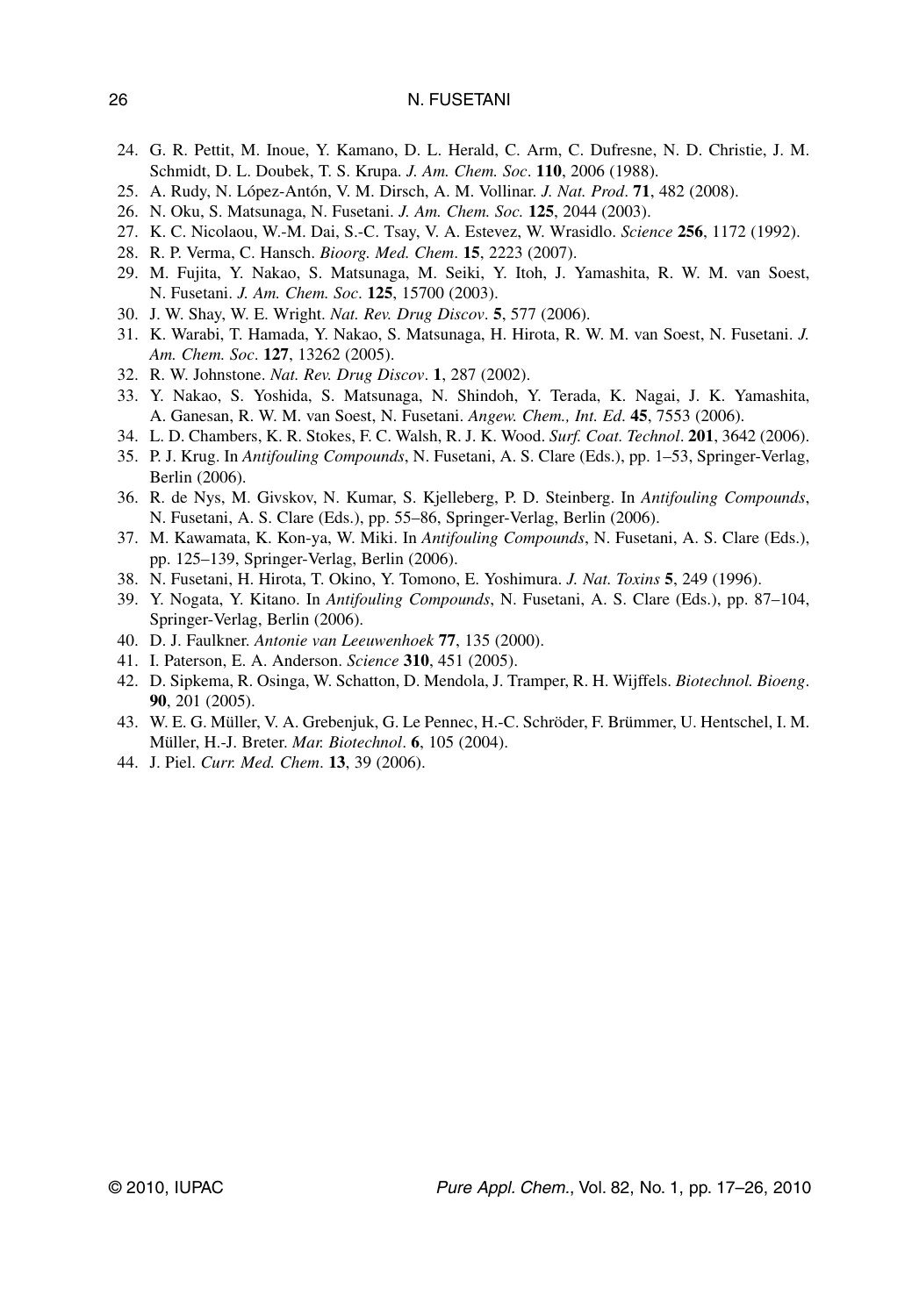24. G. R. Pettit, M. Inoue, Y. Kamano, D. L. Herald, C. Arm, C. Dufresne, N. D. Christie, J. M. Schmidt, D. L. Doubek, T. S. Krupa. *J. Am. Chem. Soc*. **110**, 2006 (1988).
25. A. Rudy, N. López-Antón, V. M. Dirsch, A. M. Vollinar. *J. Nat. Prod*. **71**, 482 (2008).
26. N. Oku, S. Matsunaga, N. Fusetani. *J. Am. Chem. Soc.* **125**, 2044 (2003).
27. K. C. Nicolaou, W.-M. Dai, S.-C. Tsay, V. A. Estevez, W. Wrasidlo. *Science* **256**, 1172 (1992).
28. R. P. Verma, C. Hansch. *Bioorg. Med. Chem*. **15**, 2223 (2007).
29. M. Fujita, Y. Nakao, S. Matsunaga, M. Seiki, Y. Itoh, J. Yamashita, R. W. M. van Soest, N. Fusetani. *J. Am. Chem. Soc*. **125**, 15700 (2003).
30. J. W. Shay, W. E. Wright. *Nat. Rev. Drug Discov*. **5**, 577 (2006).
31. K. Warabi, T. Hamada, Y. Nakao, S. Matsunaga, H. Hirota, R. W. M. van Soest, N. Fusetani. *J. Am. Chem. Soc*. **127**, 13262 (2005).
32. R. W. Johnstone. *Nat. Rev. Drug Discov*. **1**, 287 (2002).
33. Y. Nakao, S. Yoshida, S. Matsunaga, N. Shindoh, Y. Terada, K. Nagai, J. K. Yamashita, A. Ganesan, R. W. M. van Soest, N. Fusetani. *Angew. Chem., Int. Ed*. **45**, 7553 (2006).
34. L. D. Chambers, K. R. Stokes, F. C. Walsh, R. J. K. Wood. *Surf. Coat. Technol*. **201**, 3642 (2006).
35. P. J. Krug. In *Antifouling Compounds*, N. Fusetani, A. S. Clare (Eds.), pp. 1–53, Springer-Verlag, Berlin (2006).
36. R. de Nys, M. Givskov, N. Kumar, S. Kjelleberg, P. D. Steinberg. In *Antifouling Compounds*, N. Fusetani, A. S. Clare (Eds.), pp. 55–86, Springer-Verlag, Berlin (2006).
37. M. Kawamata, K. Kon-ya, W. Miki. In *Antifouling Compounds*, N. Fusetani, A. S. Clare (Eds.), pp. 125–139, Springer-Verlag, Berlin (2006).
38. N. Fusetani, H. Hirota, T. Okino, Y. Tomono, E. Yoshimura. *J. Nat. Toxins* **5**, 249 (1996).
39. Y. Nogata, Y. Kitano. In *Antifouling Compounds*, N. Fusetani, A. S. Clare (Eds.), pp. 87–104, Springer-Verlag, Berlin (2006).
40. D. J. Faulkner. *Antonie van Leeuwenhoek* **77**, 135 (2000).
41. I. Paterson, E. A. Anderson. *Science* **310**, 451 (2005).
42. D. Sipkema, R. Osinga, W. Schatton, D. Mendola, J. Tramper, R. H. Wijffels. *Biotechnol. Bioeng*. **90**, 201 (2005).
43. W. E. G. Müller, V. A. Grebenjuk, G. Le Pennec, H.-C. Schröder, F. Brümmer, U. Hentschel, I. M. Müller, H.-J. Breter. *Mar. Biotechnol*. **6**, 105 (2004).
44. J. Piel. *Curr. Med. Chem*. **13**, 39 (2006).